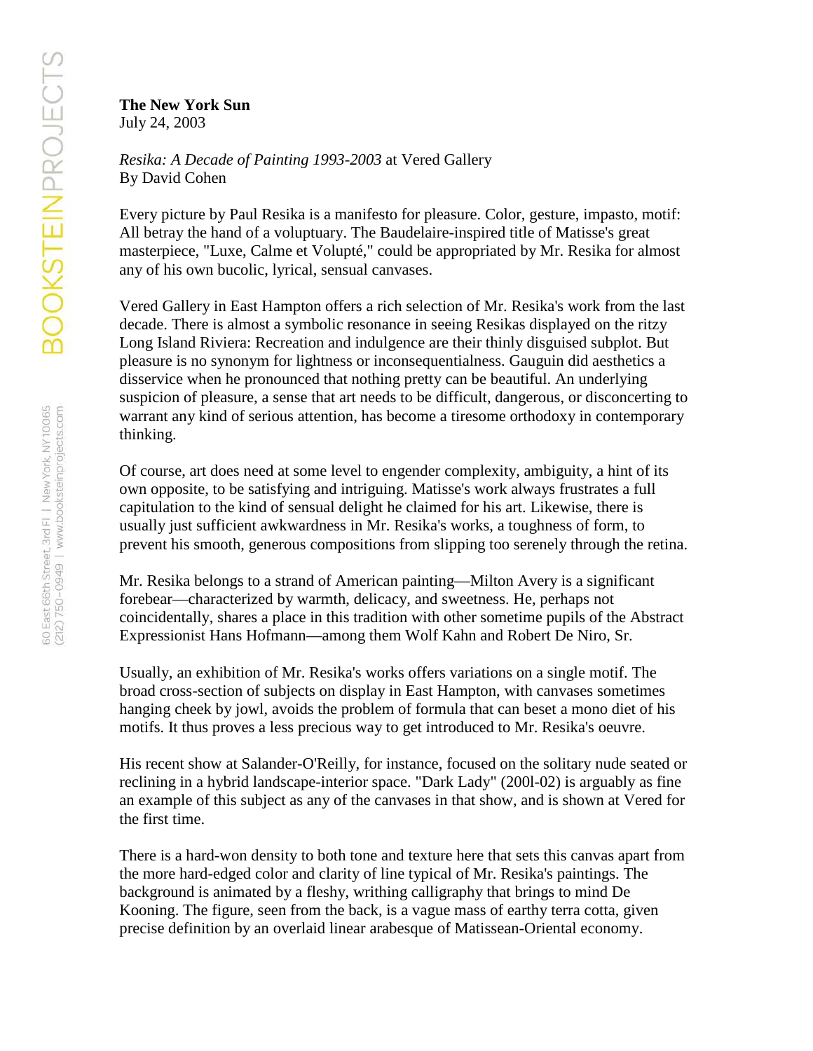**The New York Sun**
July 24, 2003

*Resika: A Decade of Painting 1993-2003* at Vered Gallery
By David Cohen

Every picture by Paul Resika is a manifesto for pleasure. Color, gesture, impasto, motif: All betray the hand of a voluptuary. The Baudelaire-inspired title of Matisse's great masterpiece, "Luxe, Calme et Volupté," could be appropriated by Mr. Resika for almost any of his own bucolic, lyrical, sensual canvases.

Vered Gallery in East Hampton offers a rich selection of Mr. Resika's work from the last decade. There is almost a symbolic resonance in seeing Resikas displayed on the ritzy Long Island Riviera: Recreation and indulgence are their thinly disguised subplot. But pleasure is no synonym for lightness or inconsequentialness. Gauguin did aesthetics a disservice when he pronounced that nothing pretty can be beautiful. An underlying suspicion of pleasure, a sense that art needs to be difficult, dangerous, or disconcerting to warrant any kind of serious attention, has become a tiresome orthodoxy in contemporary thinking.

Of course, art does need at some level to engender complexity, ambiguity, a hint of its own opposite, to be satisfying and intriguing. Matisse's work always frustrates a full capitulation to the kind of sensual delight he claimed for his art. Likewise, there is usually just sufficient awkwardness in Mr. Resika's works, a toughness of form, to prevent his smooth, generous compositions from slipping too serenely through the retina.

Mr. Resika belongs to a strand of American painting—Milton Avery is a significant forebear—characterized by warmth, delicacy, and sweetness. He, perhaps not coincidentally, shares a place in this tradition with other sometime pupils of the Abstract Expressionist Hans Hofmann—among them Wolf Kahn and Robert De Niro, Sr.

Usually, an exhibition of Mr. Resika's works offers variations on a single motif. The broad cross-section of subjects on display in East Hampton, with canvases sometimes hanging cheek by jowl, avoids the problem of formula that can beset a mono diet of his motifs. It thus proves a less precious way to get introduced to Mr. Resika's oeuvre.

His recent show at Salander-O'Reilly, for instance, focused on the solitary nude seated or reclining in a hybrid landscape-interior space. "Dark Lady" (200l-02) is arguably as fine an example of this subject as any of the canvases in that show, and is shown at Vered for the first time.

There is a hard-won density to both tone and texture here that sets this canvas apart from the more hard-edged color and clarity of line typical of Mr. Resika's paintings. The background is animated by a fleshy, writhing calligraphy that brings to mind De Kooning. The figure, seen from the back, is a vague mass of earthy terra cotta, given precise definition by an overlaid linear arabesque of Matissean-Oriental economy.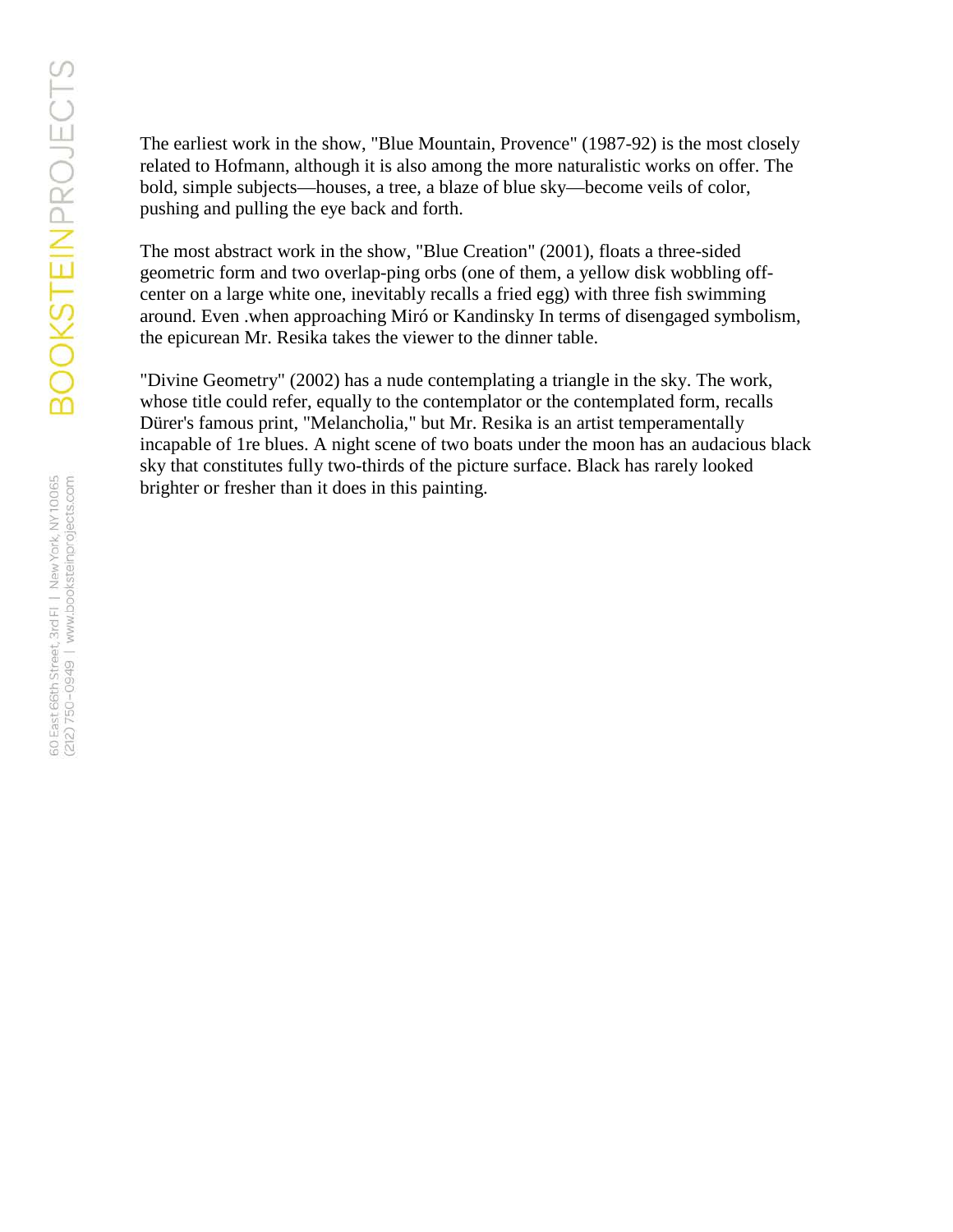The earliest work in the show, "Blue Mountain, Provence" (1987-92) is the most closely related to Hofmann, although it is also among the more naturalistic works on offer. The bold, simple subjects—houses, a tree, a blaze of blue sky—become veils of color, pushing and pulling the eye back and forth.

The most abstract work in the show, "Blue Creation" (2001), floats a three-sided geometric form and two overlap-ping orbs (one of them, a yellow disk wobbling off-center on a large white one, inevitably recalls a fried egg) with three fish swimming around. Even .when approaching Miró or Kandinsky In terms of disengaged symbolism, the epicurean Mr. Resika takes the viewer to the dinner table.

"Divine Geometry" (2002) has a nude contemplating a triangle in the sky. The work, whose title could refer, equally to the contemplator or the contemplated form, recalls Dürer's famous print, "Melancholia," but Mr. Resika is an artist temperamentally incapable of 1re blues. A night scene of two boats under the moon has an audacious black sky that constitutes fully two-thirds of the picture surface. Black has rarely looked brighter or fresher than it does in this painting.